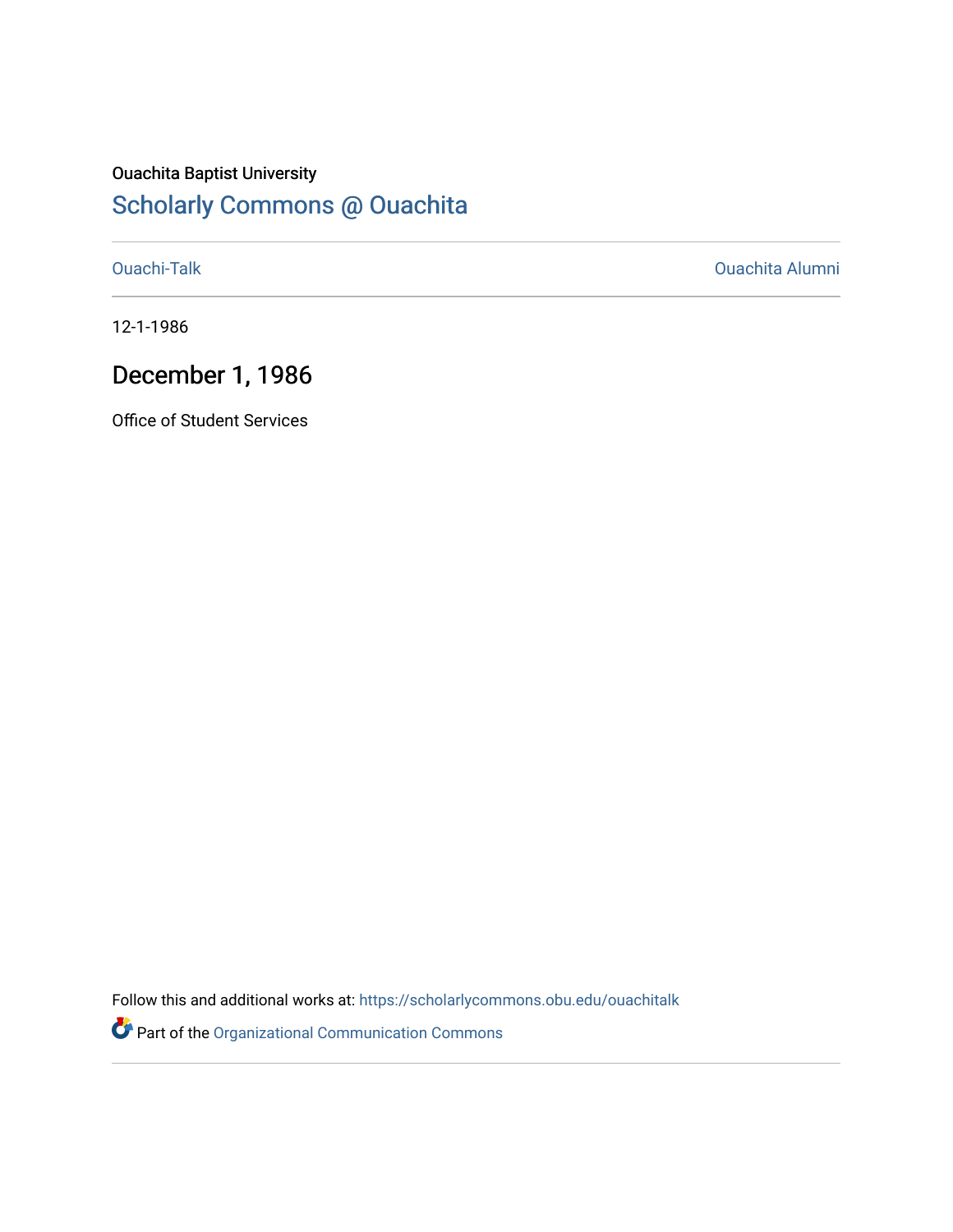Ouachita Baptist University

# Scholarly Commons @ Ouachita

Ouachi-Talk

Ouachita Alumni

12-1-1986

## December 1, 1986

Office of Student Services

Follow this and additional works at: https://scholarlycommons.obu.edu/ouachitalk

Part of the Organizational Communication Commons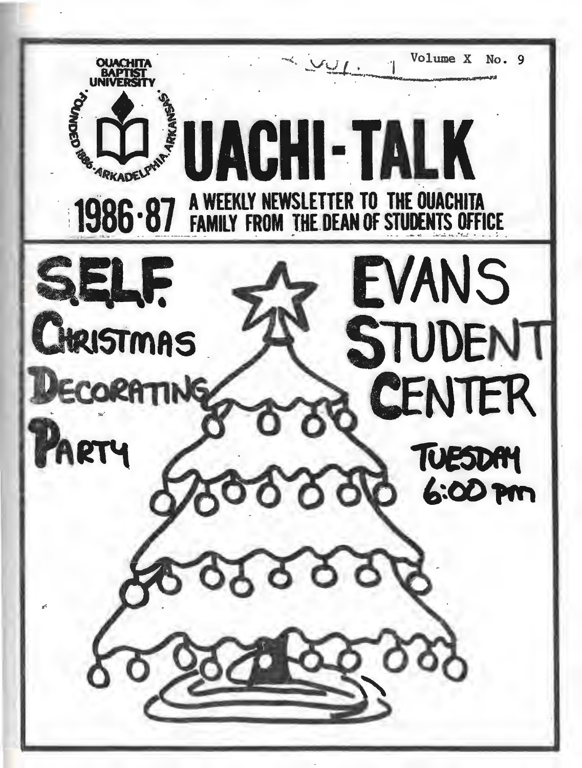Volume X No. 9

OUACHITA BAPTIST UNIVERSITY

FOUNDED 1886 · ARKADELPHIA, ARKANSAS

# UACHI-TALK

**1986-87** A WEEKLY NEWSLETTER TO THE OUACHITA FAMILY FROM THE DEAN OF STUDENTS OFFICE

## S.E.L.F. Christmas Decorating Party

## Evans Student Center

Tuesday 6:00 pm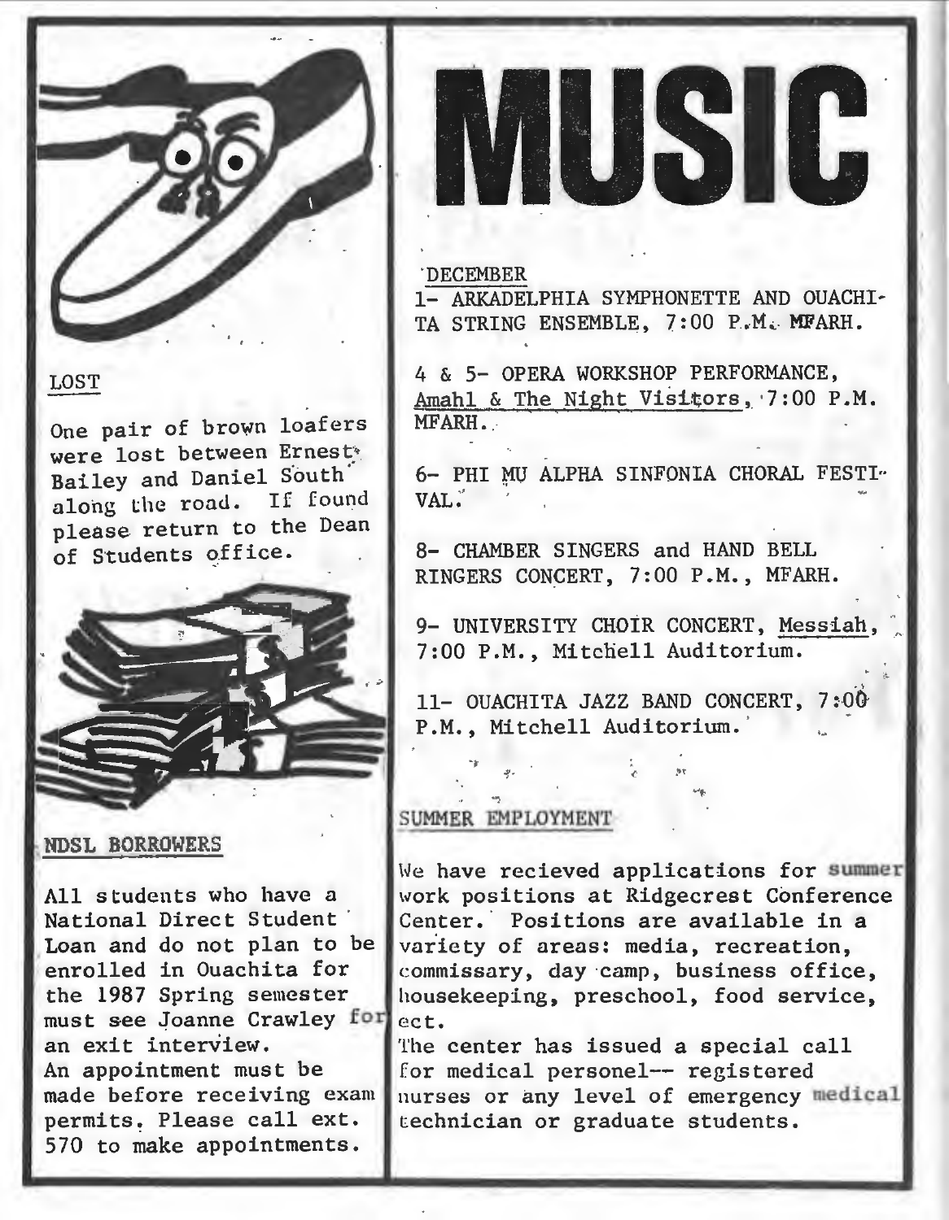## LOST

One pair of brown loafers were lost between Ernest Bailey and Daniel South along the road. If found please return to the Dean of Students office.

## NDSL BORROWERS

All students who have a National Direct Student Loan and do not plan to be enrolled in Ouachita for the 1987 Spring semester must see Joanne Crawley for an exit interview.
An appointment must be made before receiving exam permits. Please call ext. 570 to make appointments.

# MUSIC

DECEMBER

1- ARKADELPHIA SYMPHONETTE AND OUACHITA STRING ENSEMBLE, 7:00 P.M. MFARH.

4 & 5- OPERA WORKSHOP PERFORMANCE, Amahl & The Night Visitors, 7:00 P.M. MFARH.

6- PHI MU ALPHA SINFONIA CHORAL FESTIVAL.

8- CHAMBER SINGERS and HAND BELL RINGERS CONCERT, 7:00 P.M., MFARH.

9- UNIVERSITY CHOIR CONCERT, Messiah, 7:00 P.M., Mitchell Auditorium.

11- OUACHITA JAZZ BAND CONCERT, 7:00 P.M., Mitchell Auditorium.

## SUMMER EMPLOYMENT

We have recieved applications for summer work positions at Ridgecrest Conference Center. Positions are available in a variety of areas: media, recreation, commissary, day camp, business office, housekeeping, preschool, food service, ect.
The center has issued a special call for medical personel-- registered nurses or any level of emergency medical technician or graduate students.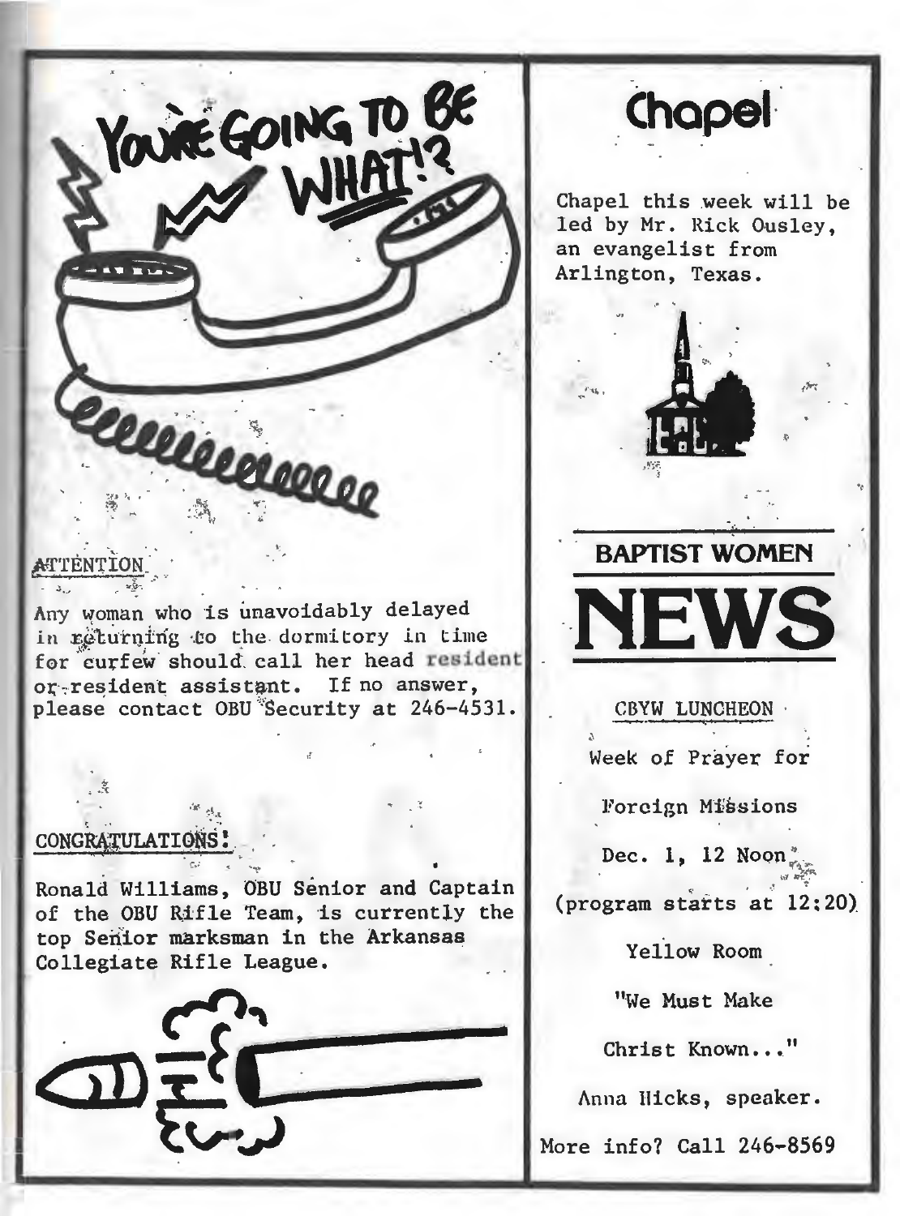# YOU'RE GOING TO BE WHAT!?

**ATTENTION**

Any woman who is unavoidably delayed in returning to the dormitory in time for curfew should call her head resident or resident assistant. If no answer, please contact OBU Security at 246-4531.

**CONGRATULATIONS!**

Ronald Williams, OBU Senior and Captain of the OBU Rifle Team, is currently the top Senior marksman in the Arkansas Collegiate Rifle League.

# Chapel

Chapel this week will be led by Mr. Rick Ousley, an evangelist from Arlington, Texas.

## BAPTIST WOMEN NEWS

CBYW LUNCHEON

Week of Prayer for

Foreign Missions

Dec. 1, 12 Noon

(program starts at 12:20)

Yellow Room

"We Must Make

Christ Known..."

Anna Hicks, speaker.

More info? Call 246-8569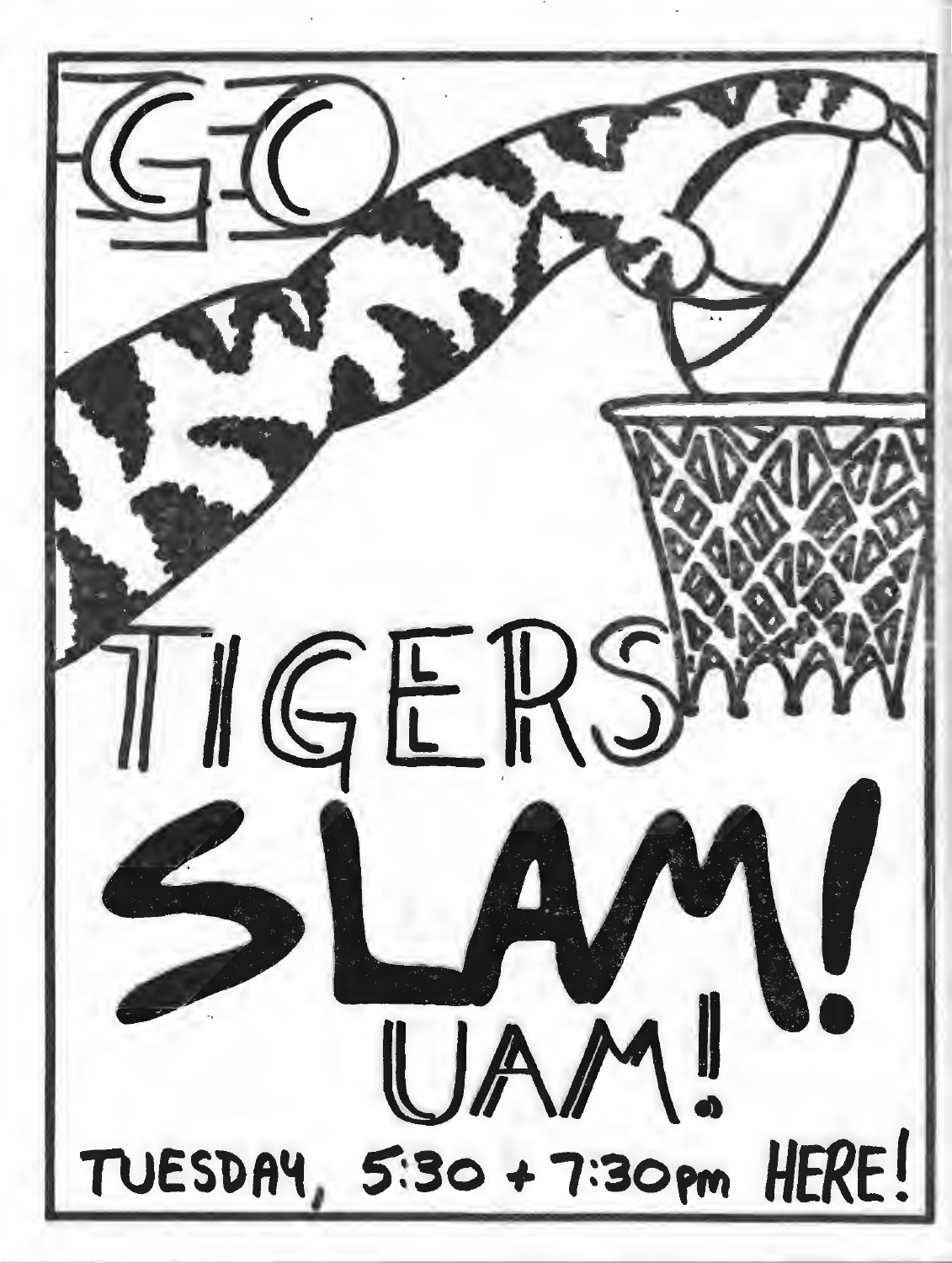GO

TIGERS

SLAM!

UAM!

TUESDAY, 5:30 + 7:30pm HERE!